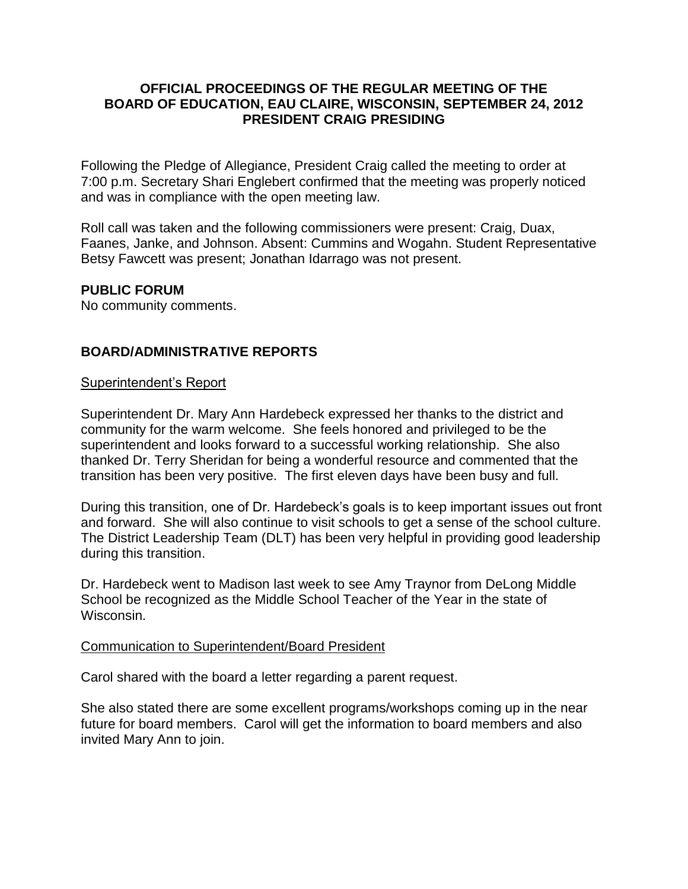**OFFICIAL PROCEEDINGS OF THE REGULAR MEETING OF THE BOARD OF EDUCATION, EAU CLAIRE, WISCONSIN, SEPTEMBER 24, 2012 PRESIDENT CRAIG PRESIDING**

Following the Pledge of Allegiance, President Craig called the meeting to order at 7:00 p.m. Secretary Shari Englebert confirmed that the meeting was properly noticed and was in compliance with the open meeting law.

Roll call was taken and the following commissioners were present: Craig, Duax, Faanes, Janke, and Johnson. Absent: Cummins and Wogahn. Student Representative Betsy Fawcett was present; Jonathan Idarrago was not present.

## PUBLIC FORUM

No community comments.

## BOARD/ADMINISTRATIVE REPORTS

Superintendent's Report

Superintendent Dr. Mary Ann Hardebeck expressed her thanks to the district and community for the warm welcome. She feels honored and privileged to be the superintendent and looks forward to a successful working relationship. She also thanked Dr. Terry Sheridan for being a wonderful resource and commented that the transition has been very positive. The first eleven days have been busy and full.

During this transition, one of Dr. Hardebeck's goals is to keep important issues out front and forward. She will also continue to visit schools to get a sense of the school culture. The District Leadership Team (DLT) has been very helpful in providing good leadership during this transition.

Dr. Hardebeck went to Madison last week to see Amy Traynor from DeLong Middle School be recognized as the Middle School Teacher of the Year in the state of Wisconsin.

Communication to Superintendent/Board President

Carol shared with the board a letter regarding a parent request.

She also stated there are some excellent programs/workshops coming up in the near future for board members. Carol will get the information to board members and also invited Mary Ann to join.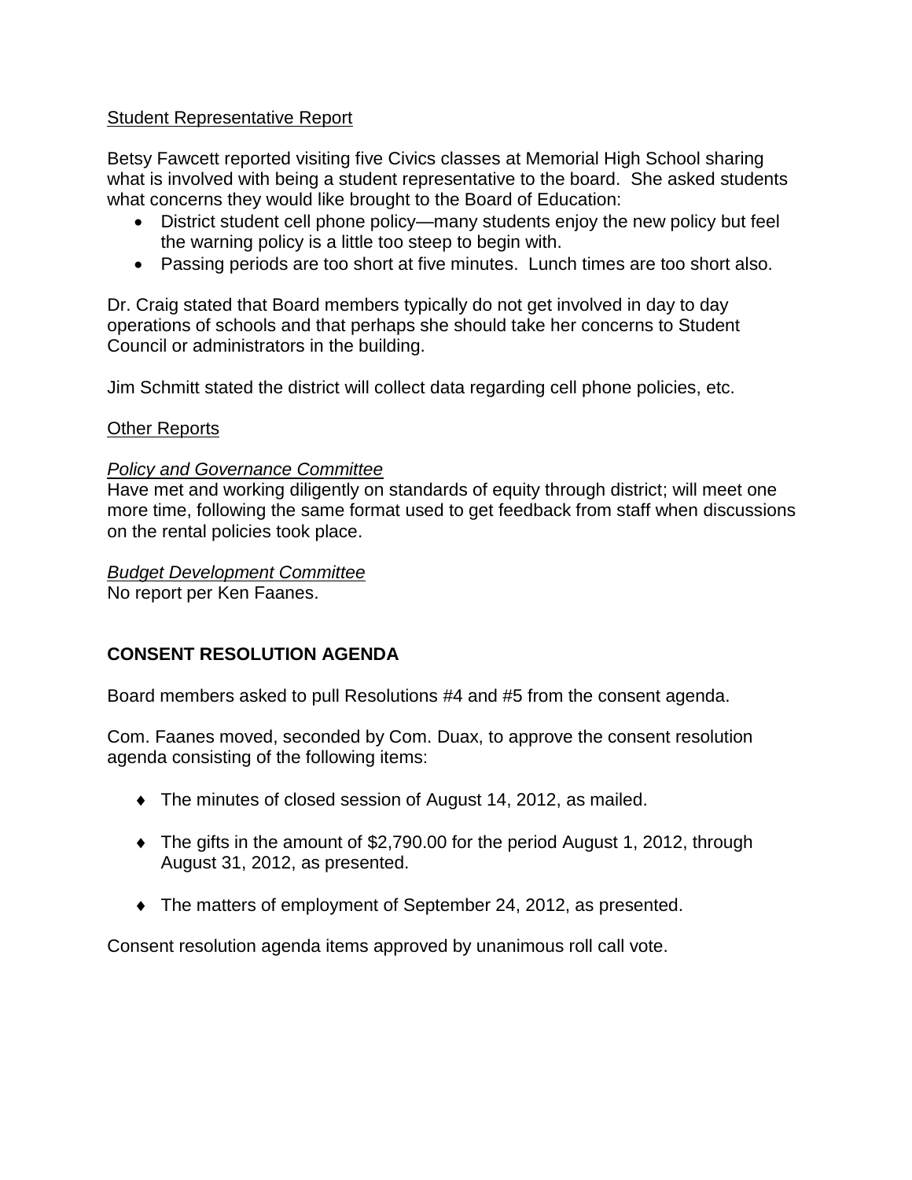Student Representative Report

Betsy Fawcett reported visiting five Civics classes at Memorial High School sharing what is involved with being a student representative to the board. She asked students what concerns they would like brought to the Board of Education:

- District student cell phone policy—many students enjoy the new policy but feel the warning policy is a little too steep to begin with.
- Passing periods are too short at five minutes. Lunch times are too short also.

Dr. Craig stated that Board members typically do not get involved in day to day operations of schools and that perhaps she should take her concerns to Student Council or administrators in the building.

Jim Schmitt stated the district will collect data regarding cell phone policies, etc.

Other Reports

*Policy and Governance Committee*
Have met and working diligently on standards of equity through district; will meet one more time, following the same format used to get feedback from staff when discussions on the rental policies took place.

*Budget Development Committee*
No report per Ken Faanes.

**CONSENT RESOLUTION AGENDA**

Board members asked to pull Resolutions #4 and #5 from the consent agenda.

Com. Faanes moved, seconded by Com. Duax, to approve the consent resolution agenda consisting of the following items:

- The minutes of closed session of August 14, 2012, as mailed.
- The gifts in the amount of $2,790.00 for the period August 1, 2012, through August 31, 2012, as presented.
- The matters of employment of September 24, 2012, as presented.

Consent resolution agenda items approved by unanimous roll call vote.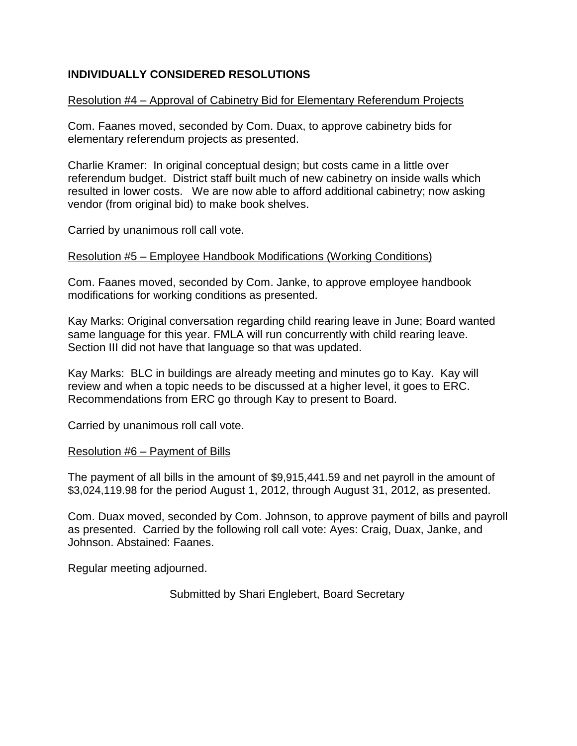## INDIVIDUALLY CONSIDERED RESOLUTIONS

Resolution #4 – Approval of Cabinetry Bid for Elementary Referendum Projects

Com. Faanes moved, seconded by Com. Duax, to approve cabinetry bids for elementary referendum projects as presented.

Charlie Kramer: In original conceptual design; but costs came in a little over referendum budget. District staff built much of new cabinetry on inside walls which resulted in lower costs. We are now able to afford additional cabinetry; now asking vendor (from original bid) to make book shelves.

Carried by unanimous roll call vote.

Resolution #5 – Employee Handbook Modifications (Working Conditions)

Com. Faanes moved, seconded by Com. Janke, to approve employee handbook modifications for working conditions as presented.

Kay Marks: Original conversation regarding child rearing leave in June; Board wanted same language for this year. FMLA will run concurrently with child rearing leave. Section III did not have that language so that was updated.

Kay Marks: BLC in buildings are already meeting and minutes go to Kay. Kay will review and when a topic needs to be discussed at a higher level, it goes to ERC. Recommendations from ERC go through Kay to present to Board.

Carried by unanimous roll call vote.

Resolution #6 – Payment of Bills

The payment of all bills in the amount of $9,915,441.59 and net payroll in the amount of $3,024,119.98 for the period August 1, 2012, through August 31, 2012, as presented.

Com. Duax moved, seconded by Com. Johnson, to approve payment of bills and payroll as presented. Carried by the following roll call vote: Ayes: Craig, Duax, Janke, and Johnson. Abstained: Faanes.

Regular meeting adjourned.

Submitted by Shari Englebert, Board Secretary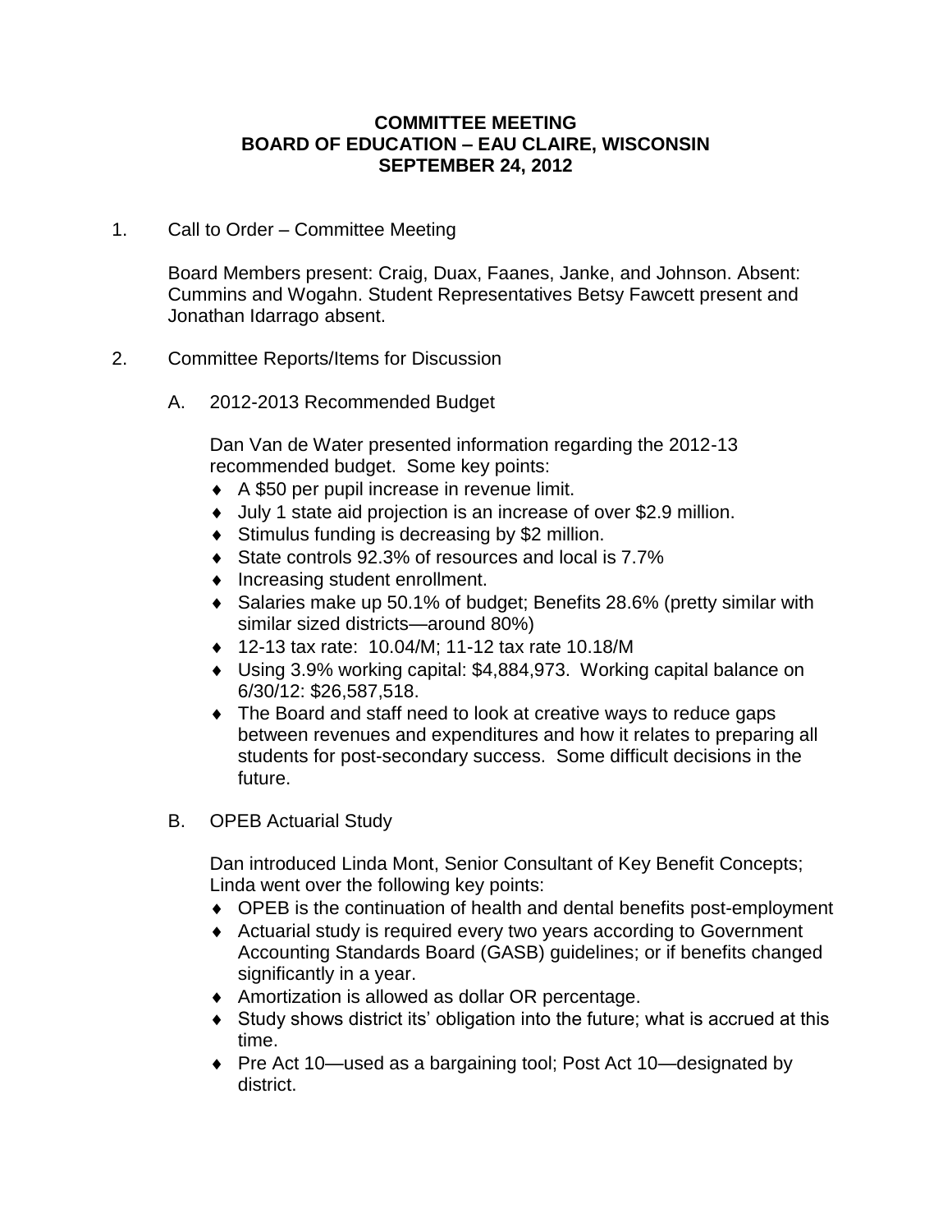**COMMITTEE MEETING**
**BOARD OF EDUCATION – EAU CLAIRE, WISCONSIN**
**SEPTEMBER 24, 2012**

1. Call to Order – Committee Meeting

   Board Members present: Craig, Duax, Faanes, Janke, and Johnson. Absent: Cummins and Wogahn. Student Representatives Betsy Fawcett present and Jonathan Idarrago absent.

2. Committee Reports/Items for Discussion

   A. 2012-2013 Recommended Budget

      Dan Van de Water presented information regarding the 2012-13 recommended budget. Some key points:

      - A $50 per pupil increase in revenue limit.
      - July 1 state aid projection is an increase of over $2.9 million.
      - Stimulus funding is decreasing by $2 million.
      - State controls 92.3% of resources and local is 7.7%
      - Increasing student enrollment.
      - Salaries make up 50.1% of budget; Benefits 28.6% (pretty similar with similar sized districts—around 80%)
      - 12-13 tax rate: 10.04/M; 11-12 tax rate 10.18/M
      - Using 3.9% working capital: $4,884,973. Working capital balance on 6/30/12: $26,587,518.
      - The Board and staff need to look at creative ways to reduce gaps between revenues and expenditures and how it relates to preparing all students for post-secondary success. Some difficult decisions in the future.

   B. OPEB Actuarial Study

      Dan introduced Linda Mont, Senior Consultant of Key Benefit Concepts; Linda went over the following key points:

      - OPEB is the continuation of health and dental benefits post-employment
      - Actuarial study is required every two years according to Government Accounting Standards Board (GASB) guidelines; or if benefits changed significantly in a year.
      - Amortization is allowed as dollar OR percentage.
      - Study shows district its' obligation into the future; what is accrued at this time.
      - Pre Act 10—used as a bargaining tool; Post Act 10—designated by district.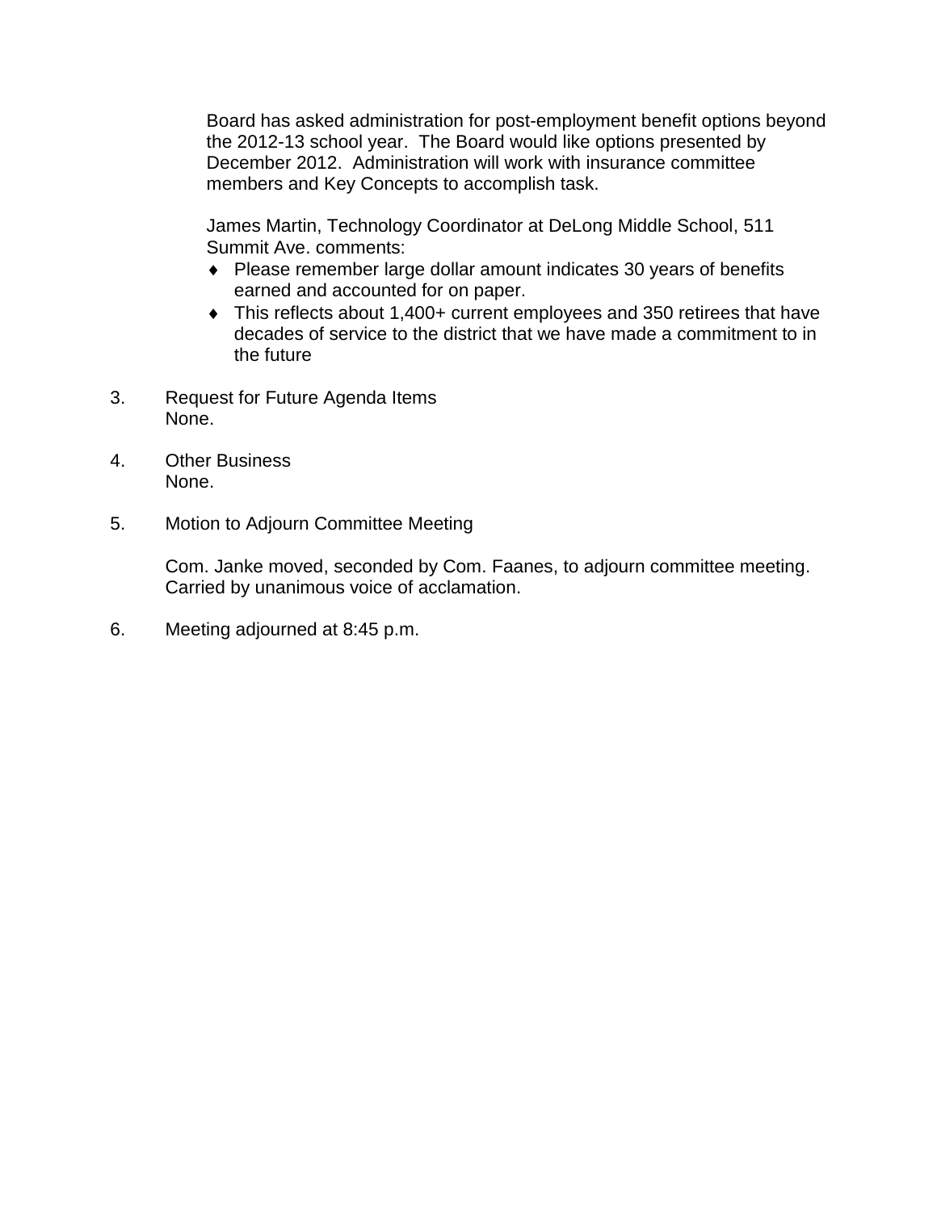Board has asked administration for post-employment benefit options beyond the 2012-13 school year. The Board would like options presented by December 2012. Administration will work with insurance committee members and Key Concepts to accomplish task.

James Martin, Technology Coordinator at DeLong Middle School, 511 Summit Ave. comments:

- Please remember large dollar amount indicates 30 years of benefits earned and accounted for on paper.
- This reflects about 1,400+ current employees and 350 retirees that have decades of service to the district that we have made a commitment to in the future

3. Request for Future Agenda Items
   None.

4. Other Business
   None.

5. Motion to Adjourn Committee Meeting

   Com. Janke moved, seconded by Com. Faanes, to adjourn committee meeting. Carried by unanimous voice of acclamation.

6. Meeting adjourned at 8:45 p.m.